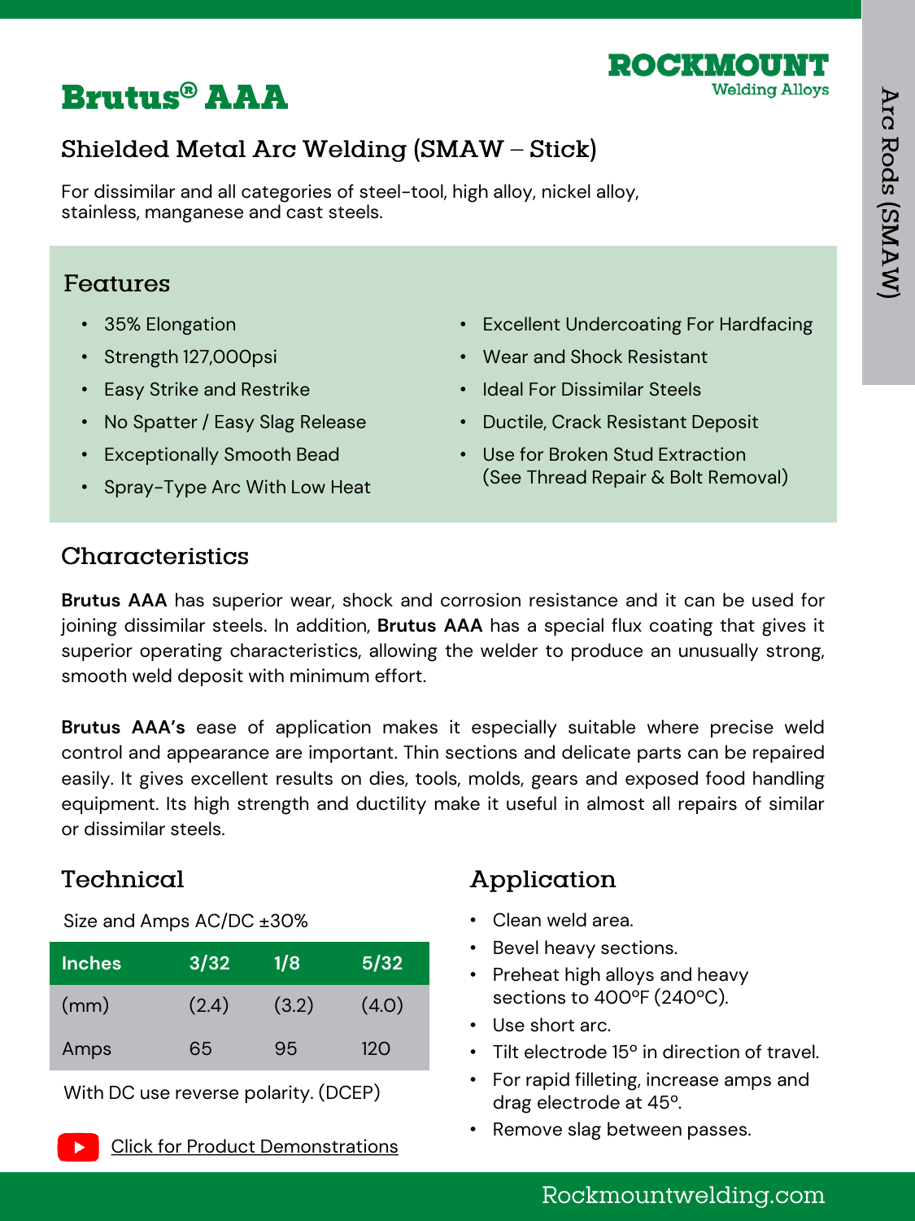# Brutus® AAA

ROCKMOUNT
Welding Alloys

## Shielded Metal Arc Welding (SMAW – Stick)

For dissimilar and all categories of steel-tool, high alloy, nickel alloy, stainless, manganese and cast steels.

## Features

- 35% Elongation
- Strength 127,000psi
- Easy Strike and Restrike
- No Spatter / Easy Slag Release
- Exceptionally Smooth Bead
- Spray-Type Arc With Low Heat
- Excellent Undercoating For Hardfacing
- Wear and Shock Resistant
- Ideal For Dissimilar Steels
- Ductile, Crack Resistant Deposit
- Use for Broken Stud Extraction (See Thread Repair & Bolt Removal)

## Characteristics

**Brutus AAA** has superior wear, shock and corrosion resistance and it can be used for joining dissimilar steels. In addition, **Brutus AAA** has a special flux coating that gives it superior operating characteristics, allowing the welder to produce an unusually strong, smooth weld deposit with minimum effort.

**Brutus AAA's** ease of application makes it especially suitable where precise weld control and appearance are important. Thin sections and delicate parts can be repaired easily. It gives excellent results on dies, tools, molds, gears and exposed food handling equipment. Its high strength and ductility make it useful in almost all repairs of similar or dissimilar steels.

## Technical

Size and Amps AC/DC ±30%

| Inches | 3/32 | 1/8 | 5/32 |
|---|---|---|---|
| (mm) | (2.4) | (3.2) | (4.0) |
| Amps | 65 | 95 | 120 |

With DC use reverse polarity. (DCEP)

Click for Product Demonstrations

## Application

- Clean weld area.
- Bevel heavy sections.
- Preheat high alloys and heavy sections to 400ºF (240ºC).
- Use short arc.
- Tilt electrode 15º in direction of travel.
- For rapid filleting, increase amps and drag electrode at 45º.
- Remove slag between passes.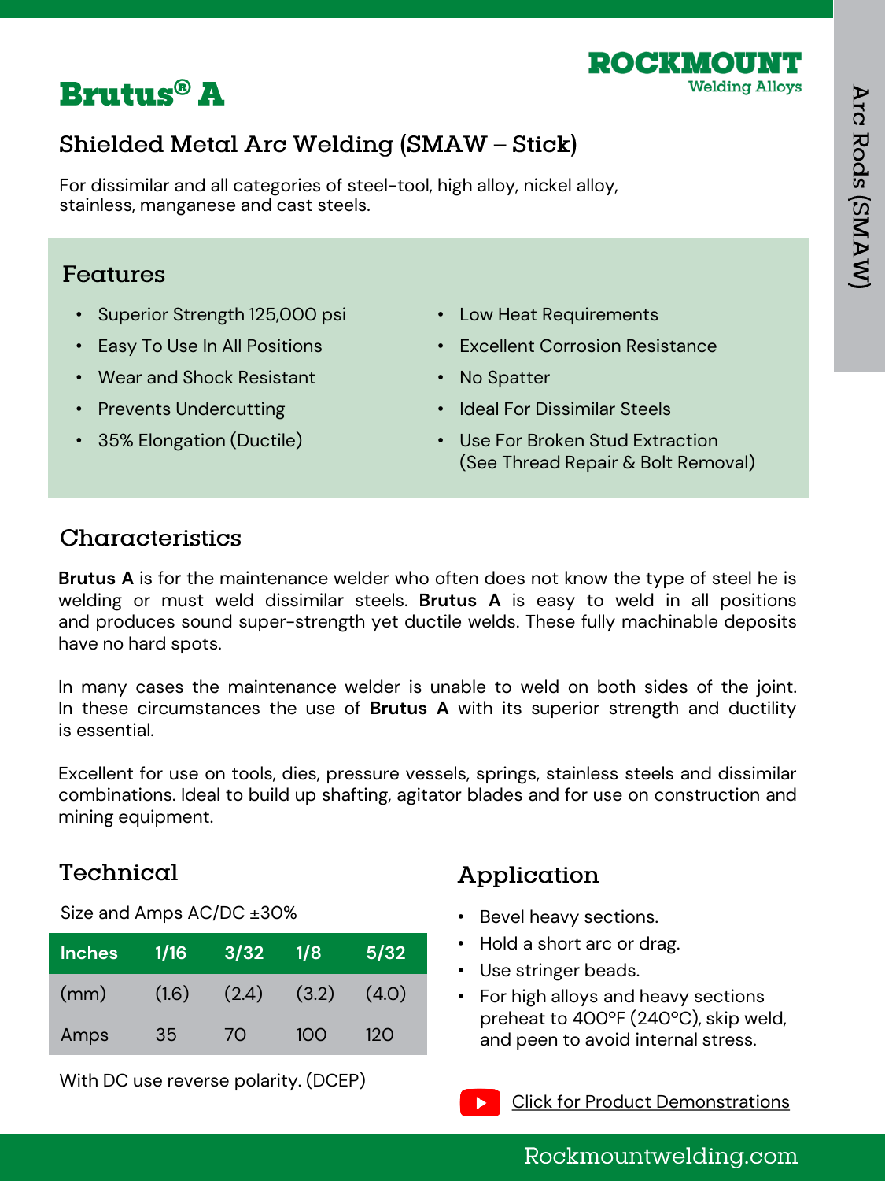ROCKMOUNT
Welding Alloys

# Brutus® A

## Shielded Metal Arc Welding (SMAW – Stick)

For dissimilar and all categories of steel-tool, high alloy, nickel alloy, stainless, manganese and cast steels.

### Features

- Superior Strength 125,000 psi
- Easy To Use In All Positions
- Wear and Shock Resistant
- Prevents Undercutting
- 35% Elongation (Ductile)
- Low Heat Requirements
- Excellent Corrosion Resistance
- No Spatter
- Ideal For Dissimilar Steels
- Use For Broken Stud Extraction (See Thread Repair & Bolt Removal)

### Characteristics

**Brutus A** is for the maintenance welder who often does not know the type of steel he is welding or must weld dissimilar steels. **Brutus A** is easy to weld in all positions and produces sound super-strength yet ductile welds. These fully machinable deposits have no hard spots.

In many cases the maintenance welder is unable to weld on both sides of the joint. In these circumstances the use of **Brutus A** with its superior strength and ductility is essential.

Excellent for use on tools, dies, pressure vessels, springs, stainless steels and dissimilar combinations. Ideal to build up shafting, agitator blades and for use on construction and mining equipment.

### Technical

Size and Amps AC/DC ±30%

| Inches | 1/16 | 3/32 | 1/8 | 5/32 |
|---|---|---|---|---|
| (mm) | (1.6) | (2.4) | (3.2) | (4.0) |
| Amps | 35 | 70 | 100 | 120 |

With DC use reverse polarity. (DCEP)

### Application

- Bevel heavy sections.
- Hold a short arc or drag.
- Use stringer beads.
- For high alloys and heavy sections preheat to 400°F (240°C), skip weld, and peen to avoid internal stress.

Click for Product Demonstrations

Rockmountwelding.com